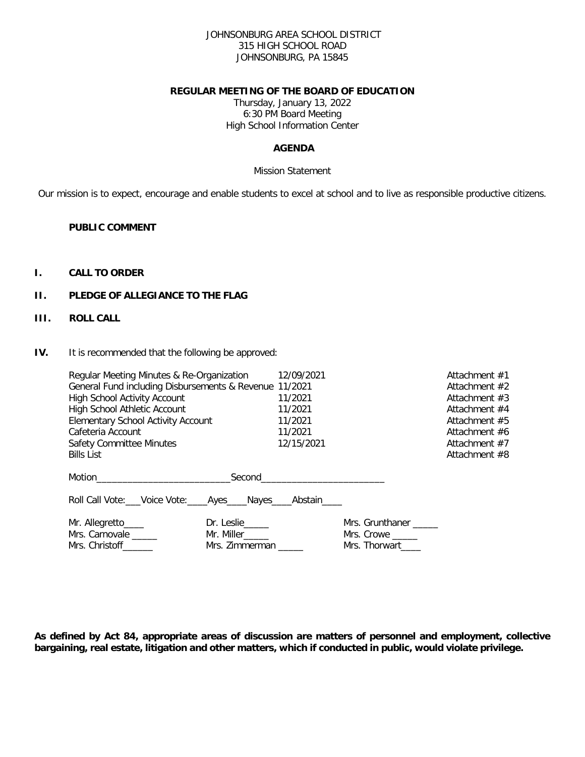JOHNSONBURG AREA SCHOOL DISTRICT
315 HIGH SCHOOL ROAD
JOHNSONBURG, PA 15845

**REGULAR MEETING OF THE BOARD OF EDUCATION**

Thursday, January 13, 2022
6:30 PM Board Meeting
High School Information Center

**AGENDA**

Mission Statement

Our mission is to expect, encourage and enable students to excel at school and to live as responsible productive citizens.

**PUBLIC COMMENT**

**I. CALL TO ORDER**

**II. PLEDGE OF ALLEGIANCE TO THE FLAG**

**III. ROLL CALL**

**IV.** It is recommended that the following be approved:

| | | |
|---|---|---|
| Regular Meeting Minutes & Re-Organization | 12/09/2021 | Attachment #1 |
| General Fund including Disbursements & Revenue | 11/2021 | Attachment #2 |
| High School Activity Account | 11/2021 | Attachment #3 |
| High School Athletic Account | 11/2021 | Attachment #4 |
| Elementary School Activity Account | 11/2021 | Attachment #5 |
| Cafeteria Account | 11/2021 | Attachment #6 |
| Safety Committee Minutes | 12/15/2021 | Attachment #7 |
| Bills List | | Attachment #8 |

Motion__________________________Second________________________

Roll Call Vote:___Voice Vote:____Ayes____Nayes____Abstain____

| | | |
|---|---|---|
| Mr. Allegretto____ | Dr. Leslie_____ | Mrs. Grunthaner _____ |
| Mrs. Carnovale _____ | Mr. Miller_____ | Mrs. Crowe _____ |
| Mrs. Christoff______ | Mrs. Zimmerman _____ | Mrs. Thorwart____ |

**As defined by Act 84, appropriate areas of discussion are matters of personnel and employment, collective bargaining, real estate, litigation and other matters, which if conducted in public, would violate privilege.**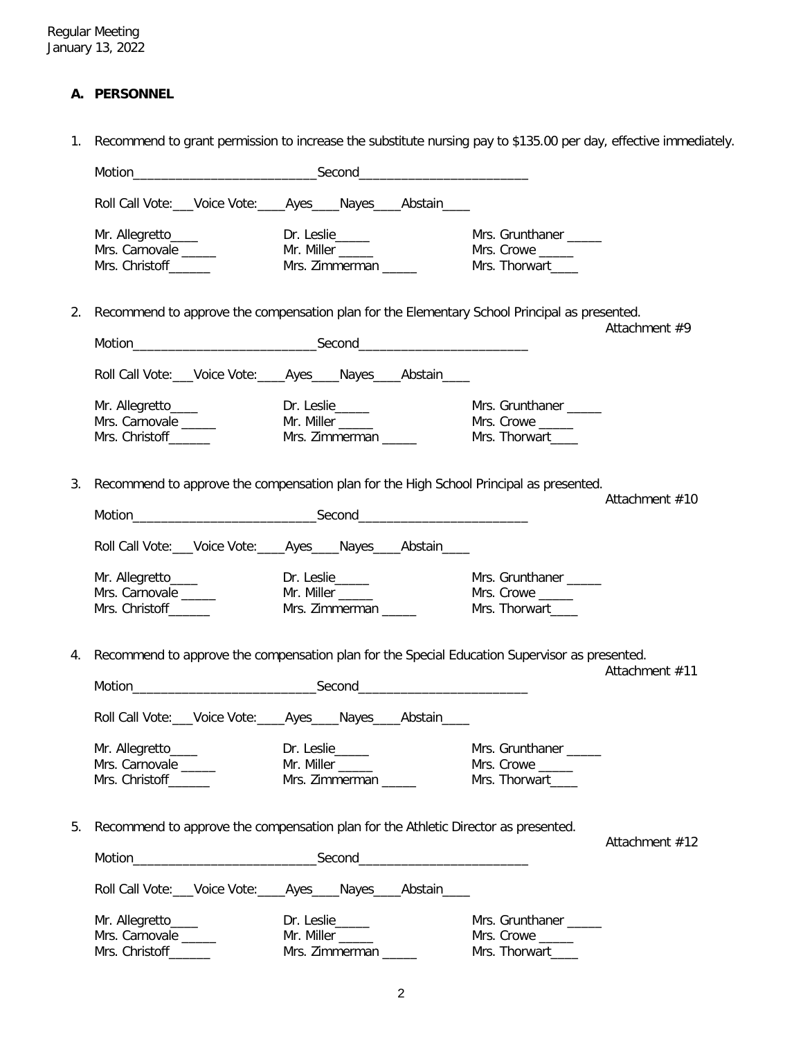Regular Meeting
January 13, 2022

### A. PERSONNEL

1. Recommend to grant permission to increase the substitute nursing pay to $135.00 per day, effective immediately.

   Motion___________________________Second_________________________

   Roll Call Vote:___Voice Vote:____Ayes____Nayes____Abstain____

   Mr. Allegretto____ Dr. Leslie_____ Mrs. Grunthaner _____
   Mrs. Carnovale _____ Mr. Miller _____ Mrs. Crowe _____
   Mrs. Christoff______ Mrs. Zimmerman _____ Mrs. Thorwart____

2. Recommend to approve the compensation plan for the Elementary School Principal as presented.

   Attachment #9

   Motion___________________________Second_________________________

   Roll Call Vote:___Voice Vote:____Ayes____Nayes____Abstain____

   Mr. Allegretto____ Dr. Leslie_____ Mrs. Grunthaner _____
   Mrs. Carnovale _____ Mr. Miller _____ Mrs. Crowe _____
   Mrs. Christoff______ Mrs. Zimmerman _____ Mrs. Thorwart____

3. Recommend to approve the compensation plan for the High School Principal as presented.

   Attachment #10

   Motion___________________________Second_________________________

   Roll Call Vote:___Voice Vote:____Ayes____Nayes____Abstain____

   Mr. Allegretto____ Dr. Leslie_____ Mrs. Grunthaner _____
   Mrs. Carnovale _____ Mr. Miller _____ Mrs. Crowe _____
   Mrs. Christoff______ Mrs. Zimmerman _____ Mrs. Thorwart____

4. Recommend to approve the compensation plan for the Special Education Supervisor as presented.

   Attachment #11

   Motion___________________________Second_________________________

   Roll Call Vote:___Voice Vote:____Ayes____Nayes____Abstain____

   Mr. Allegretto____ Dr. Leslie_____ Mrs. Grunthaner _____
   Mrs. Carnovale _____ Mr. Miller _____ Mrs. Crowe _____
   Mrs. Christoff______ Mrs. Zimmerman _____ Mrs. Thorwart____

5. Recommend to approve the compensation plan for the Athletic Director as presented.

   Attachment #12

   Motion___________________________Second_________________________

   Roll Call Vote:___Voice Vote:____Ayes____Nayes____Abstain____

   Mr. Allegretto____ Dr. Leslie_____ Mrs. Grunthaner _____
   Mrs. Carnovale _____ Mr. Miller _____ Mrs. Crowe _____
   Mrs. Christoff______ Mrs. Zimmerman _____ Mrs. Thorwart____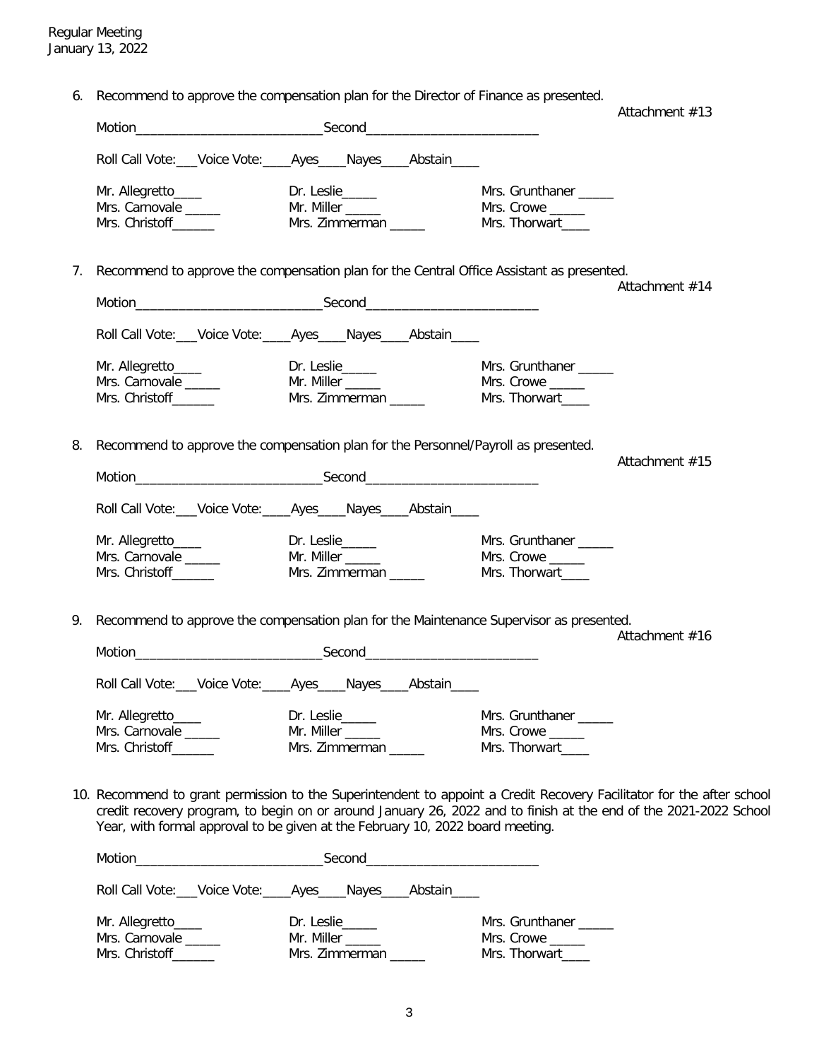Regular Meeting
January 13, 2022

6. Recommend to approve the compensation plan for the Director of Finance as presented.

   Attachment #13

   Motion___________________________Second_________________________

   Roll Call Vote:___Voice Vote:____Ayes____Nayes____Abstain____

   Mr. Allegretto____ Dr. Leslie_____ Mrs. Grunthaner _____
   Mrs. Carnovale _____ Mr. Miller _____ Mrs. Crowe _____
   Mrs. Christoff______ Mrs. Zimmerman _____ Mrs. Thorwart____

7. Recommend to approve the compensation plan for the Central Office Assistant as presented.

   Attachment #14

   Motion___________________________Second_________________________

   Roll Call Vote:___Voice Vote:____Ayes____Nayes____Abstain____

   Mr. Allegretto____ Dr. Leslie_____ Mrs. Grunthaner _____
   Mrs. Carnovale _____ Mr. Miller _____ Mrs. Crowe _____
   Mrs. Christoff______ Mrs. Zimmerman _____ Mrs. Thorwart____

8. Recommend to approve the compensation plan for the Personnel/Payroll as presented.

   Attachment #15

   Motion___________________________Second_________________________

   Roll Call Vote:___Voice Vote:____Ayes____Nayes____Abstain____

   Mr. Allegretto____ Dr. Leslie_____ Mrs. Grunthaner _____
   Mrs. Carnovale _____ Mr. Miller _____ Mrs. Crowe _____
   Mrs. Christoff______ Mrs. Zimmerman _____ Mrs. Thorwart____

9. Recommend to approve the compensation plan for the Maintenance Supervisor as presented.

   Attachment #16

   Motion___________________________Second_________________________

   Roll Call Vote:___Voice Vote:____Ayes____Nayes____Abstain____

   Mr. Allegretto____ Dr. Leslie_____ Mrs. Grunthaner _____
   Mrs. Carnovale _____ Mr. Miller _____ Mrs. Crowe _____
   Mrs. Christoff______ Mrs. Zimmerman _____ Mrs. Thorwart____

10. Recommend to grant permission to the Superintendent to appoint a Credit Recovery Facilitator for the after school credit recovery program, to begin on or around January 26, 2022 and to finish at the end of the 2021-2022 School Year, with formal approval to be given at the February 10, 2022 board meeting.

    Motion___________________________Second_________________________

    Roll Call Vote:___Voice Vote:____Ayes____Nayes____Abstain____

    Mr. Allegretto____ Dr. Leslie_____ Mrs. Grunthaner _____
    Mrs. Carnovale _____ Mr. Miller _____ Mrs. Crowe _____
    Mrs. Christoff______ Mrs. Zimmerman _____ Mrs. Thorwart____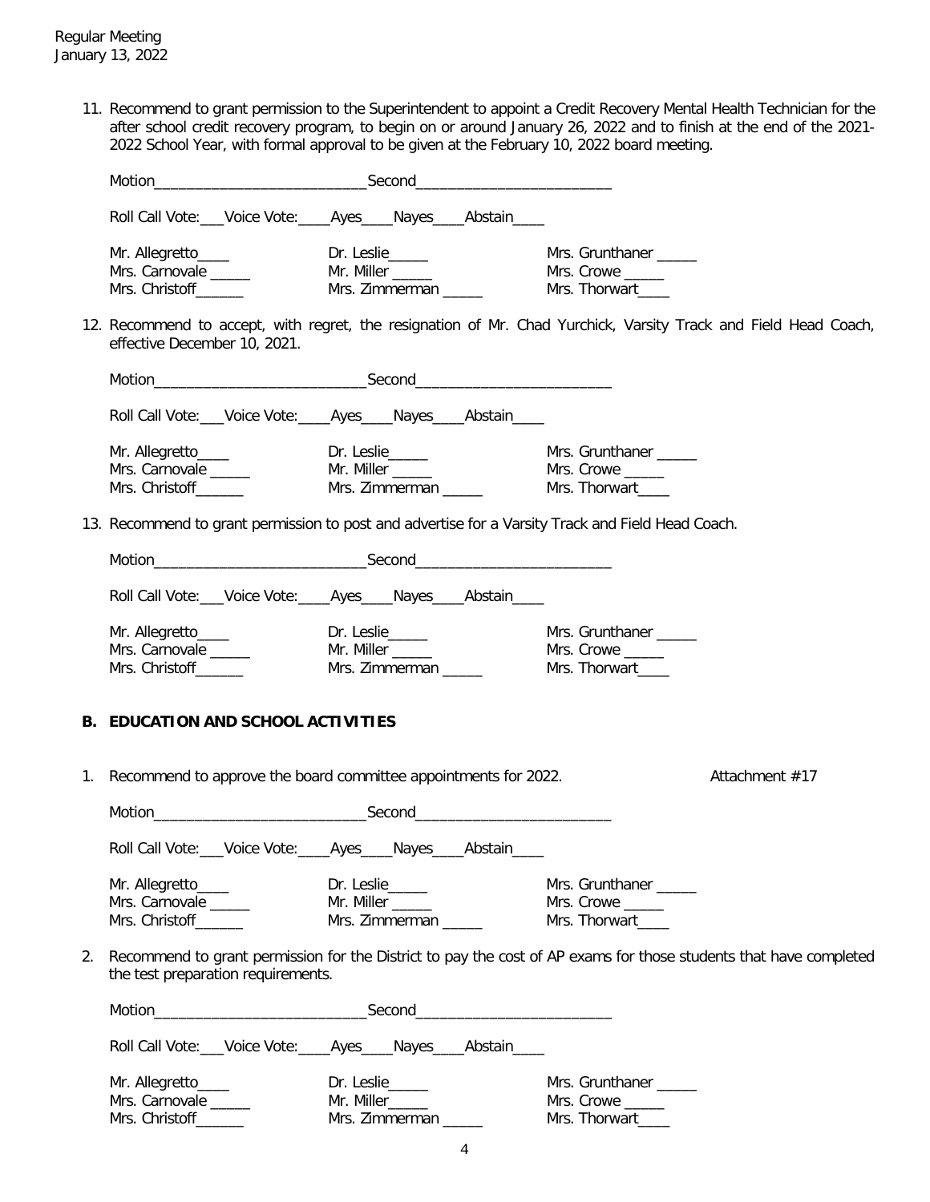11. Recommend to grant permission to the Superintendent to appoint a Credit Recovery Mental Health Technician for the after school credit recovery program, to begin on or around January 26, 2022 and to finish at the end of the 2021-2022 School Year, with formal approval to be given at the February 10, 2022 board meeting.

Motion___________________________Second_________________________

Roll Call Vote:___Voice Vote:____Ayes____Nayes____Abstain____

| | | |
|---|---|---|
| Mr. Allegretto____ | Dr. Leslie_____ | Mrs. Grunthaner _____ |
| Mrs. Carnovale _____ | Mr. Miller _____ | Mrs. Crowe _____ |
| Mrs. Christoff______ | Mrs. Zimmerman _____ | Mrs. Thorwart____ |

12. Recommend to accept, with regret, the resignation of Mr. Chad Yurchick, Varsity Track and Field Head Coach, effective December 10, 2021.

Motion___________________________Second_________________________

Roll Call Vote:___Voice Vote:____Ayes____Nayes____Abstain____

| | | |
|---|---|---|
| Mr. Allegretto____ | Dr. Leslie_____ | Mrs. Grunthaner _____ |
| Mrs. Carnovale _____ | Mr. Miller _____ | Mrs. Crowe _____ |
| Mrs. Christoff______ | Mrs. Zimmerman _____ | Mrs. Thorwart____ |

13. Recommend to grant permission to post and advertise for a Varsity Track and Field Head Coach.

Motion___________________________Second_________________________

Roll Call Vote:___Voice Vote:____Ayes____Nayes____Abstain____

| | | |
|---|---|---|
| Mr. Allegretto____ | Dr. Leslie_____ | Mrs. Grunthaner _____ |
| Mrs. Carnovale _____ | Mr. Miller _____ | Mrs. Crowe _____ |
| Mrs. Christoff______ | Mrs. Zimmerman _____ | Mrs. Thorwart____ |

## B. EDUCATION AND SCHOOL ACTIVITIES

1. Recommend to approve the board committee appointments for 2022. Attachment #17

Motion___________________________Second_________________________

Roll Call Vote:___Voice Vote:____Ayes____Nayes____Abstain____

| | | |
|---|---|---|
| Mr. Allegretto____ | Dr. Leslie_____ | Mrs. Grunthaner _____ |
| Mrs. Carnovale _____ | Mr. Miller _____ | Mrs. Crowe _____ |
| Mrs. Christoff______ | Mrs. Zimmerman _____ | Mrs. Thorwart____ |

2. Recommend to grant permission for the District to pay the cost of AP exams for those students that have completed the test preparation requirements.

Motion___________________________Second_________________________

Roll Call Vote:___Voice Vote:____Ayes____Nayes____Abstain____

| | | |
|---|---|---|
| Mr. Allegretto____ | Dr. Leslie_____ | Mrs. Grunthaner _____ |
| Mrs. Carnovale _____ | Mr. Miller_____ | Mrs. Crowe _____ |
| Mrs. Christoff______ | Mrs. Zimmerman _____ | Mrs. Thorwart____ |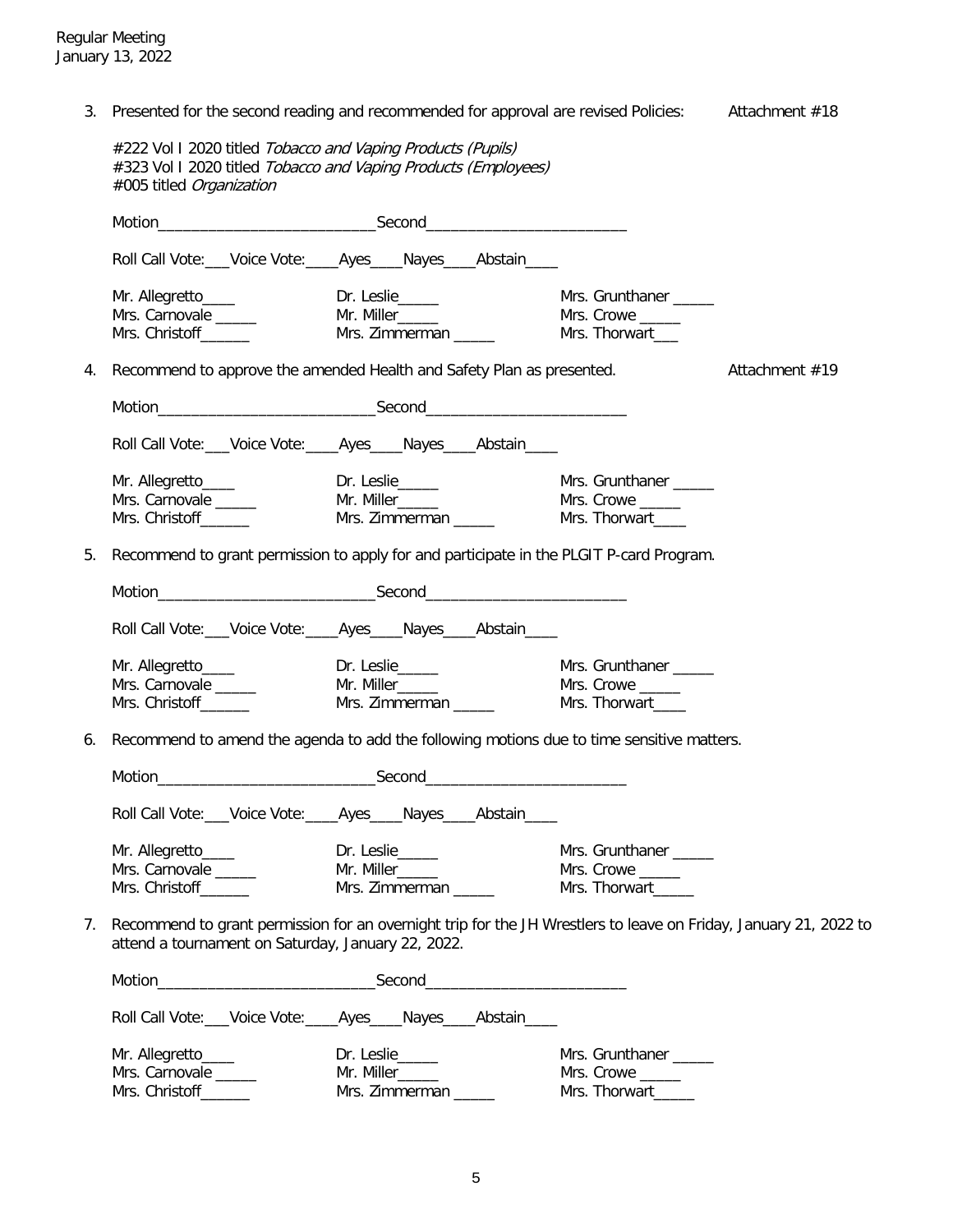3. Presented for the second reading and recommended for approval are revised Policies: Attachment #18

   #222 Vol I 2020 titled *Tobacco and Vaping Products (Pupils)*
   #323 Vol I 2020 titled *Tobacco and Vaping Products (Employees)*
   #005 titled *Organization*

   Motion___________________________Second_________________________

   Roll Call Vote:___Voice Vote:____Ayes____Nayes____Abstain____

   | | | |
   |---|---|---|
   | Mr. Allegretto____ | Dr. Leslie_____ | Mrs. Grunthaner _____ |
   | Mrs. Carnovale _____ | Mr. Miller_____ | Mrs. Crowe _____ |
   | Mrs. Christoff______ | Mrs. Zimmerman _____ | Mrs. Thorwart___ |

4. Recommend to approve the amended Health and Safety Plan as presented. Attachment #19

   Motion___________________________Second_________________________

   Roll Call Vote:___Voice Vote:____Ayes____Nayes____Abstain____

   | | | |
   |---|---|---|
   | Mr. Allegretto____ | Dr. Leslie_____ | Mrs. Grunthaner _____ |
   | Mrs. Carnovale _____ | Mr. Miller_____ | Mrs. Crowe _____ |
   | Mrs. Christoff______ | Mrs. Zimmerman _____ | Mrs. Thorwart____ |

5. Recommend to grant permission to apply for and participate in the PLGIT P-card Program.

   Motion___________________________Second_________________________

   Roll Call Vote:___Voice Vote:____Ayes____Nayes____Abstain____

   | | | |
   |---|---|---|
   | Mr. Allegretto____ | Dr. Leslie_____ | Mrs. Grunthaner _____ |
   | Mrs. Carnovale _____ | Mr. Miller_____ | Mrs. Crowe _____ |
   | Mrs. Christoff______ | Mrs. Zimmerman _____ | Mrs. Thorwart____ |

6. Recommend to amend the agenda to add the following motions due to time sensitive matters.

   Motion___________________________Second_________________________

   Roll Call Vote:___Voice Vote:____Ayes____Nayes____Abstain____

   | | | |
   |---|---|---|
   | Mr. Allegretto____ | Dr. Leslie_____ | Mrs. Grunthaner _____ |
   | Mrs. Carnovale _____ | Mr. Miller_____ | Mrs. Crowe _____ |
   | Mrs. Christoff______ | Mrs. Zimmerman _____ | Mrs. Thorwart_____ |

7. Recommend to grant permission for an overnight trip for the JH Wrestlers to leave on Friday, January 21, 2022 to attend a tournament on Saturday, January 22, 2022.

   Motion___________________________Second_________________________

   Roll Call Vote:___Voice Vote:____Ayes____Nayes____Abstain____

   | | | |
   |---|---|---|
   | Mr. Allegretto____ | Dr. Leslie_____ | Mrs. Grunthaner _____ |
   | Mrs. Carnovale _____ | Mr. Miller_____ | Mrs. Crowe _____ |
   | Mrs. Christoff______ | Mrs. Zimmerman _____ | Mrs. Thorwart_____ |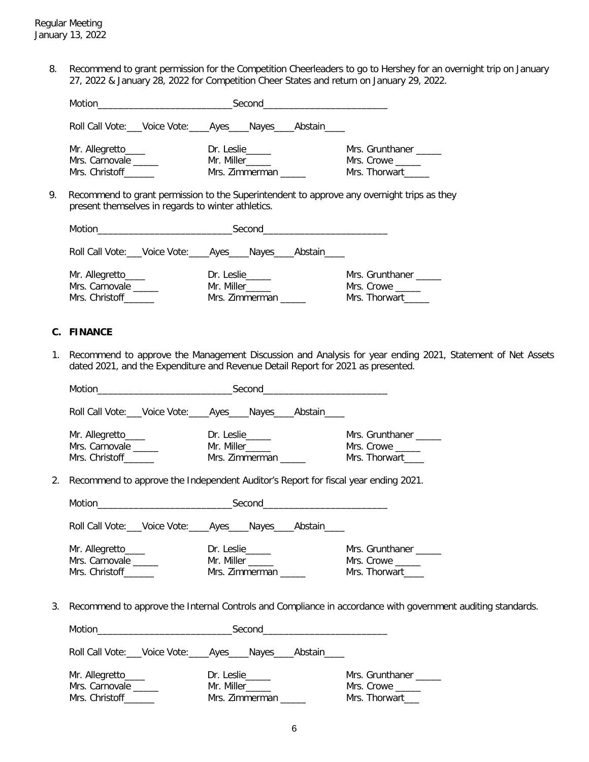8. Recommend to grant permission for the Competition Cheerleaders to go to Hershey for an overnight trip on January 27, 2022 & January 28, 2022 for Competition Cheer States and return on January 29, 2022.

   Motion__________________________Second________________________

   Roll Call Vote:___Voice Vote:____Ayes____Nayes____Abstain____

   | | | |
   |---|---|---|
   | Mr. Allegretto____ | Dr. Leslie_____ | Mrs. Grunthaner _____ |
   | Mrs. Carnovale _____ | Mr. Miller_____ | Mrs. Crowe _____ |
   | Mrs. Christoff______ | Mrs. Zimmerman _____ | Mrs. Thorwart_____ |

9. Recommend to grant permission to the Superintendent to approve any overnight trips as they present themselves in regards to winter athletics.

   Motion__________________________Second________________________

   Roll Call Vote:___Voice Vote:____Ayes____Nayes____Abstain____

   | | | |
   |---|---|---|
   | Mr. Allegretto____ | Dr. Leslie_____ | Mrs. Grunthaner _____ |
   | Mrs. Carnovale _____ | Mr. Miller_____ | Mrs. Crowe _____ |
   | Mrs. Christoff______ | Mrs. Zimmerman _____ | Mrs. Thorwart_____ |

**C. FINANCE**

1. Recommend to approve the Management Discussion and Analysis for year ending 2021, Statement of Net Assets dated 2021, and the Expenditure and Revenue Detail Report for 2021 as presented.

   Motion__________________________Second________________________

   Roll Call Vote:___Voice Vote:____Ayes____Nayes____Abstain____

   | | | |
   |---|---|---|
   | Mr. Allegretto____ | Dr. Leslie_____ | Mrs. Grunthaner _____ |
   | Mrs. Carnovale _____ | Mr. Miller_____ | Mrs. Crowe _____ |
   | Mrs. Christoff______ | Mrs. Zimmerman _____ | Mrs. Thorwart____ |

2. Recommend to approve the Independent Auditor's Report for fiscal year ending 2021.

   Motion__________________________Second________________________

   Roll Call Vote:___Voice Vote:____Ayes____Nayes____Abstain____

   | | | |
   |---|---|---|
   | Mr. Allegretto____ | Dr. Leslie_____ | Mrs. Grunthaner _____ |
   | Mrs. Carnovale _____ | Mr. Miller _____ | Mrs. Crowe _____ |
   | Mrs. Christoff______ | Mrs. Zimmerman _____ | Mrs. Thorwart____ |

3. Recommend to approve the Internal Controls and Compliance in accordance with government auditing standards.

   Motion__________________________Second________________________

   Roll Call Vote:___Voice Vote:____Ayes____Nayes____Abstain____

   | | | |
   |---|---|---|
   | Mr. Allegretto____ | Dr. Leslie_____ | Mrs. Grunthaner _____ |
   | Mrs. Carnovale _____ | Mr. Miller_____ | Mrs. Crowe _____ |
   | Mrs. Christoff______ | Mrs. Zimmerman _____ | Mrs. Thorwart___ |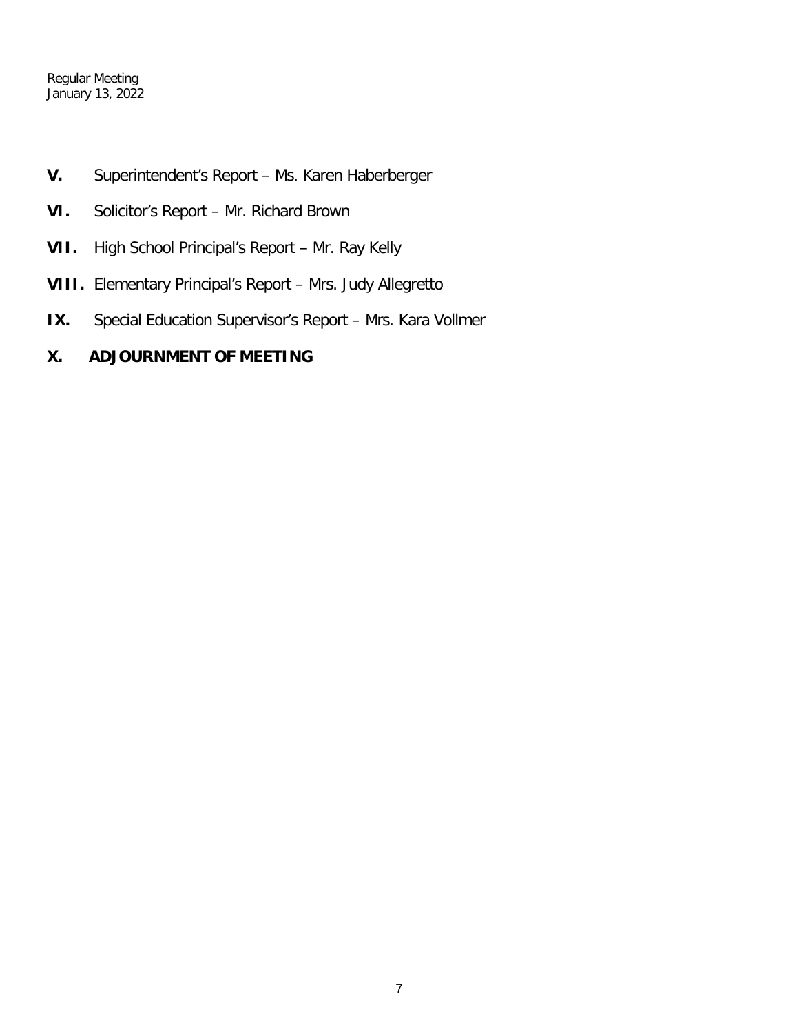**V.** Superintendent's Report – Ms. Karen Haberberger

**VI.** Solicitor's Report – Mr. Richard Brown

**VII.** High School Principal's Report – Mr. Ray Kelly

**VIII.** Elementary Principal's Report – Mrs. Judy Allegretto

**IX.** Special Education Supervisor's Report – Mrs. Kara Vollmer

**X. ADJOURNMENT OF MEETING**